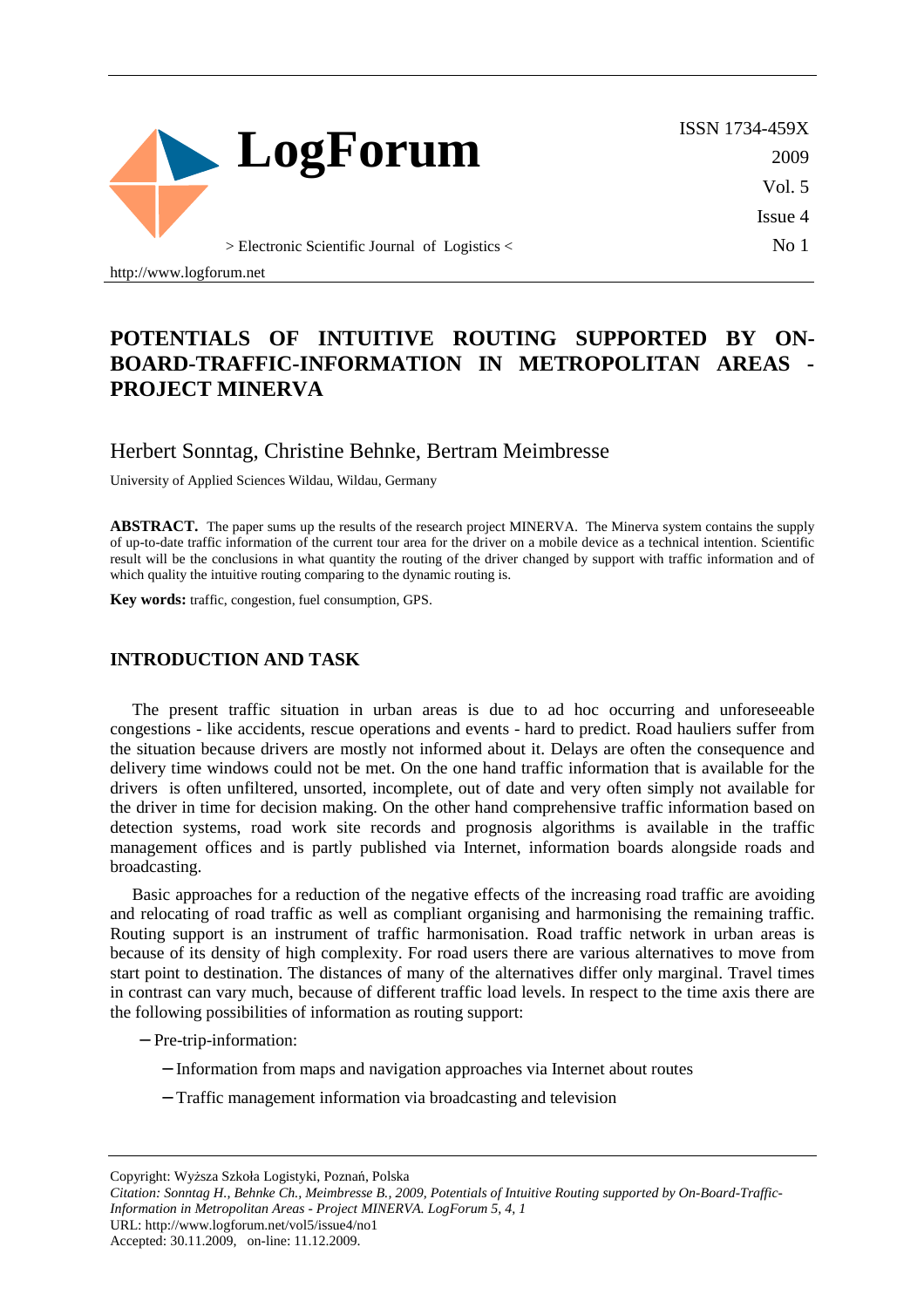# POTENTIALS OF INTUITIVE ROUTING SUPPORTED BY ON-BOARD-TRAFFIC-INFORMATION IN METROPOLITAN AREAS - PROJECT MINERVA

Herbert Sonntag, Christine Behnke, Bertram Meimbresse

University of Applied Sciences Wildau, Wildau, Germany

**ABSTRACT.** The paper sums up the results of the research project MINERVA. The Minerva system contains the supply of up-to-date traffic information of the current tour area for the driver on a mobile device as a technical intention. Scientific result will be the conclusions in what quantity the routing of the driver changed by support with traffic information and of which quality the intuitive routing comparing to the dynamic routing is.

**Key words:** traffic, congestion, fuel consumption, GPS.

## INTRODUCTION AND TASK

The present traffic situation in urban areas is due to ad hoc occurring and unforeseeable congestions - like accidents, rescue operations and events - hard to predict. Road hauliers suffer from the situation because drivers are mostly not informed about it. Delays are often the consequence and delivery time windows could not be met. On the one hand traffic information that is available for the drivers is often unfiltered, unsorted, incomplete, out of date and very often simply not available for the driver in time for decision making. On the other hand comprehensive traffic information based on detection systems, road work site records and prognosis algorithms is available in the traffic management offices and is partly published via Internet, information boards alongside roads and broadcasting.

Basic approaches for a reduction of the negative effects of the increasing road traffic are avoiding and relocating of road traffic as well as compliant organising and harmonising the remaining traffic. Routing support is an instrument of traffic harmonisation. Road traffic network in urban areas is because of its density of high complexity. For road users there are various alternatives to move from start point to destination. The distances of many of the alternatives differ only marginal. Travel times in contrast can vary much, because of different traffic load levels. In respect to the time axis there are the following possibilities of information as routing support:

- Pre-trip-information:
  - Information from maps and navigation approaches via Internet about routes
  - Traffic management information via broadcasting and television

Copyright: Wyższa Szkoła Logistyki, Poznań, Polska

*Citation: Sonntag H., Behnke Ch., Meimbresse B., 2009, Potentials of Intuitive Routing supported by On-Board-Traffic-Information in Metropolitan Areas - Project MINERVA. LogForum 5, 4, 1*

URL: http://www.logforum.net/vol5/issue4/no1

Accepted: 30.11.2009, on-line: 11.12.2009.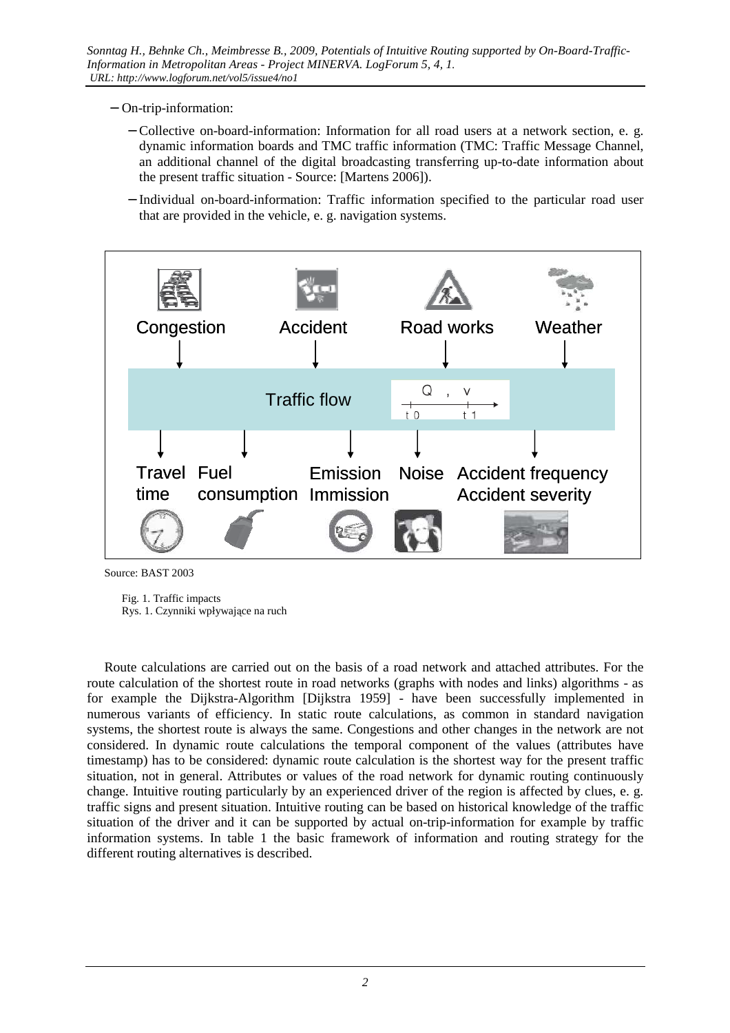- On-trip-information:
  - Collective on-board-information: Information for all road users at a network section, e. g. dynamic information boards and TMC traffic information (TMC: Traffic Message Channel, an additional channel of the digital broadcasting transferring up-to-date information about the present traffic situation - Source: [Martens 2006]).
  - Individual on-board-information: Traffic information specified to the particular road user that are provided in the vehicle, e. g. navigation systems.

Congestion | Accident | Road works | Weather

Traffic flow — Q , v — t 0, t 1

Travel time | Fuel consumption | Emission Immission | Noise | Accident frequency Accident severity

Source: BAST 2003

Fig. 1. Traffic impacts
Rys. 1. Czynniki wpływające na ruch

Route calculations are carried out on the basis of a road network and attached attributes. For the route calculation of the shortest route in road networks (graphs with nodes and links) algorithms - as for example the Dijkstra-Algorithm [Dijkstra 1959] - have been successfully implemented in numerous variants of efficiency. In static route calculations, as common in standard navigation systems, the shortest route is always the same. Congestions and other changes in the network are not considered. In dynamic route calculations the temporal component of the values (attributes have timestamp) has to be considered: dynamic route calculation is the shortest way for the present traffic situation, not in general. Attributes or values of the road network for dynamic routing continuously change. Intuitive routing particularly by an experienced driver of the region is affected by clues, e. g. traffic signs and present situation. Intuitive routing can be based on historical knowledge of the traffic situation of the driver and it can be supported by actual on-trip-information for example by traffic information systems. In table 1 the basic framework of information and routing strategy for the different routing alternatives is described.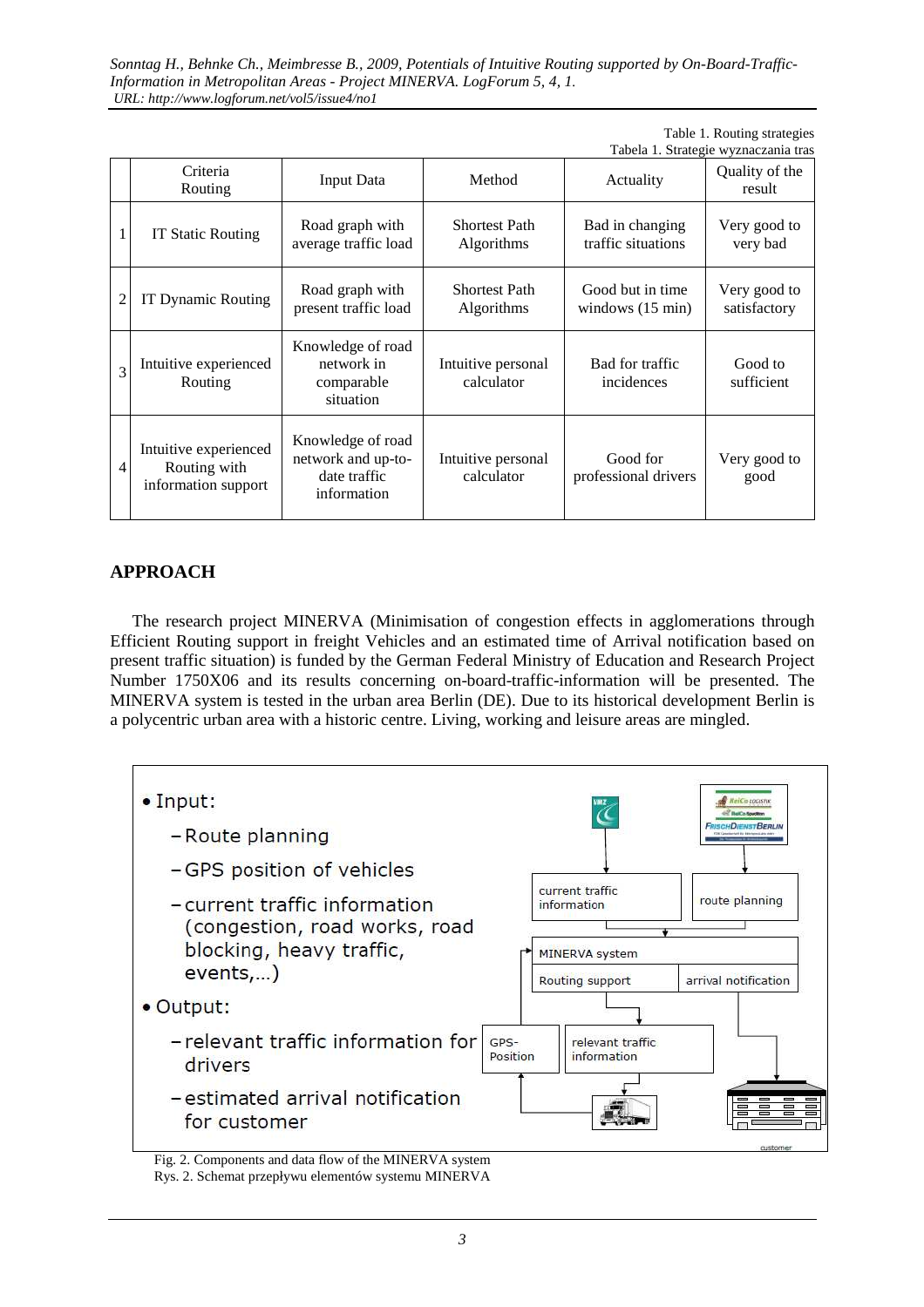Table 1. Routing strategies
Tabela 1. Strategie wyznaczania tras

| | Criteria Routing | Input Data | Method | Actuality | Quality of the result |
|---|---|---|---|---|---|
| 1 | IT Static Routing | Road graph with average traffic load | Shortest Path Algorithms | Bad in changing traffic situations | Very good to very bad |
| 2 | IT Dynamic Routing | Road graph with present traffic load | Shortest Path Algorithms | Good but in time windows (15 min) | Very good to satisfactory |
| 3 | Intuitive experienced Routing | Knowledge of road network in comparable situation | Intuitive personal calculator | Bad for traffic incidences | Good to sufficient |
| 4 | Intuitive experienced Routing with information support | Knowledge of road network and up-to-date traffic information | Intuitive personal calculator | Good for professional drivers | Very good to good |

## APPROACH

The research project MINERVA (Minimisation of congestion effects in agglomerations through Efficient Routing support in freight Vehicles and an estimated time of Arrival notification based on present traffic situation) is funded by the German Federal Ministry of Education and Research Project Number 1750X06 and its results concerning on-board-traffic-information will be presented. The MINERVA system is tested in the urban area Berlin (DE). Due to its historical development Berlin is a polycentric urban area with a historic centre. Living, working and leisure areas are mingled.

- Input:
  - Route planning
  - GPS position of vehicles
  - current traffic information (congestion, road works, road blocking, heavy traffic, events,…)
- Output:
  - relevant traffic information for drivers
  - estimated arrival notification for customer

Fig. 2. Components and data flow of the MINERVA system
Rys. 2. Schemat przepływu elementów systemu MINERVA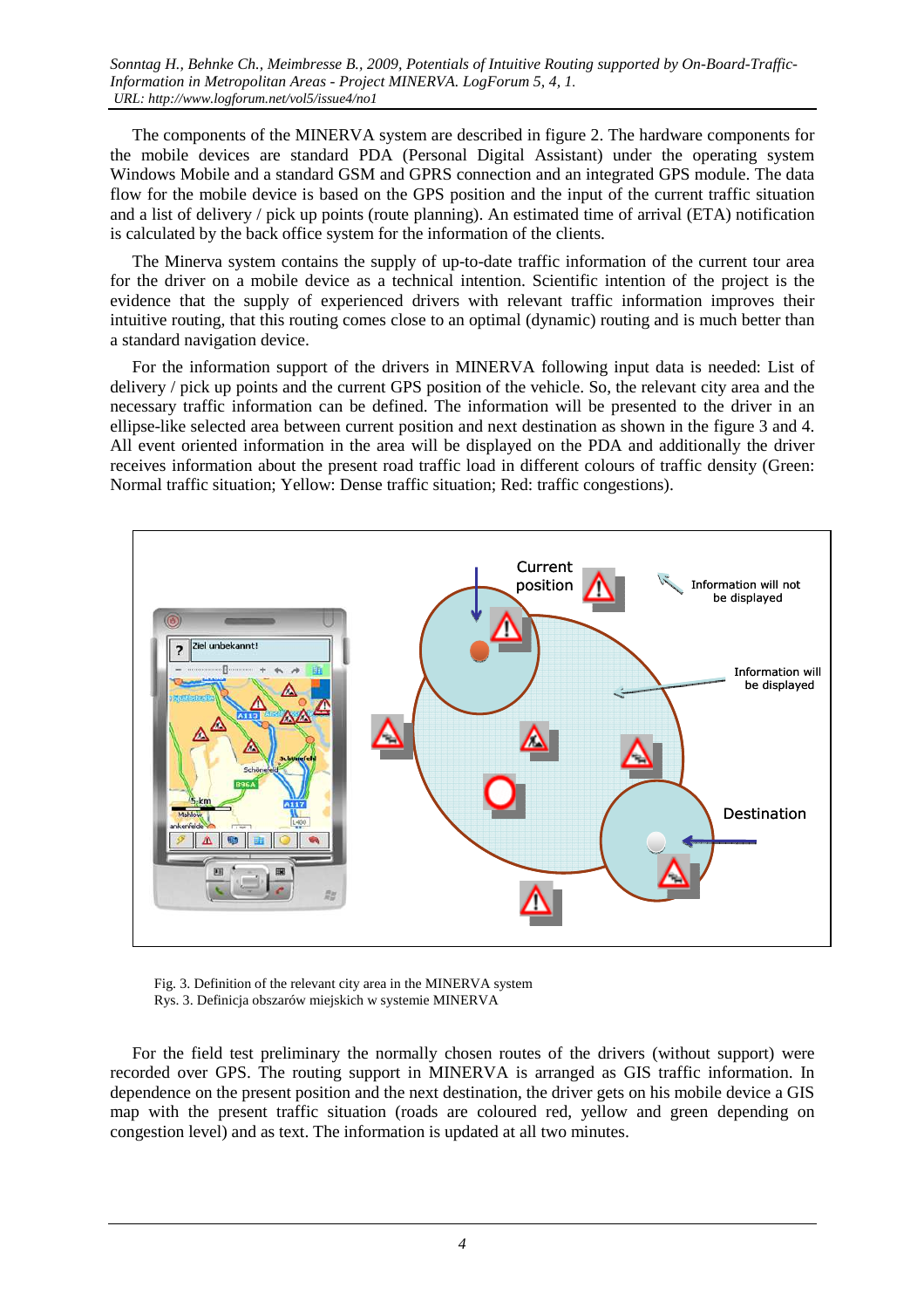The components of the MINERVA system are described in figure 2. The hardware components for the mobile devices are standard PDA (Personal Digital Assistant) under the operating system Windows Mobile and a standard GSM and GPRS connection and an integrated GPS module. The data flow for the mobile device is based on the GPS position and the input of the current traffic situation and a list of delivery / pick up points (route planning). An estimated time of arrival (ETA) notification is calculated by the back office system for the information of the clients.

The Minerva system contains the supply of up-to-date traffic information of the current tour area for the driver on a mobile device as a technical intention. Scientific intention of the project is the evidence that the supply of experienced drivers with relevant traffic information improves their intuitive routing, that this routing comes close to an optimal (dynamic) routing and is much better than a standard navigation device.

For the information support of the drivers in MINERVA following input data is needed: List of delivery / pick up points and the current GPS position of the vehicle. So, the relevant city area and the necessary traffic information can be defined. The information will be presented to the driver in an ellipse-like selected area between current position and next destination as shown in the figure 3 and 4. All event oriented information in the area will be displayed on the PDA and additionally the driver receives information about the present road traffic load in different colours of traffic density (Green: Normal traffic situation; Yellow: Dense traffic situation; Red: traffic congestions).

Fig. 3. Definition of the relevant city area in the MINERVA system
Rys. 3. Definicja obszarów miejskich w systemie MINERVA

For the field test preliminary the normally chosen routes of the drivers (without support) were recorded over GPS. The routing support in MINERVA is arranged as GIS traffic information. In dependence on the present position and the next destination, the driver gets on his mobile device a GIS map with the present traffic situation (roads are coloured red, yellow and green depending on congestion level) and as text. The information is updated at all two minutes.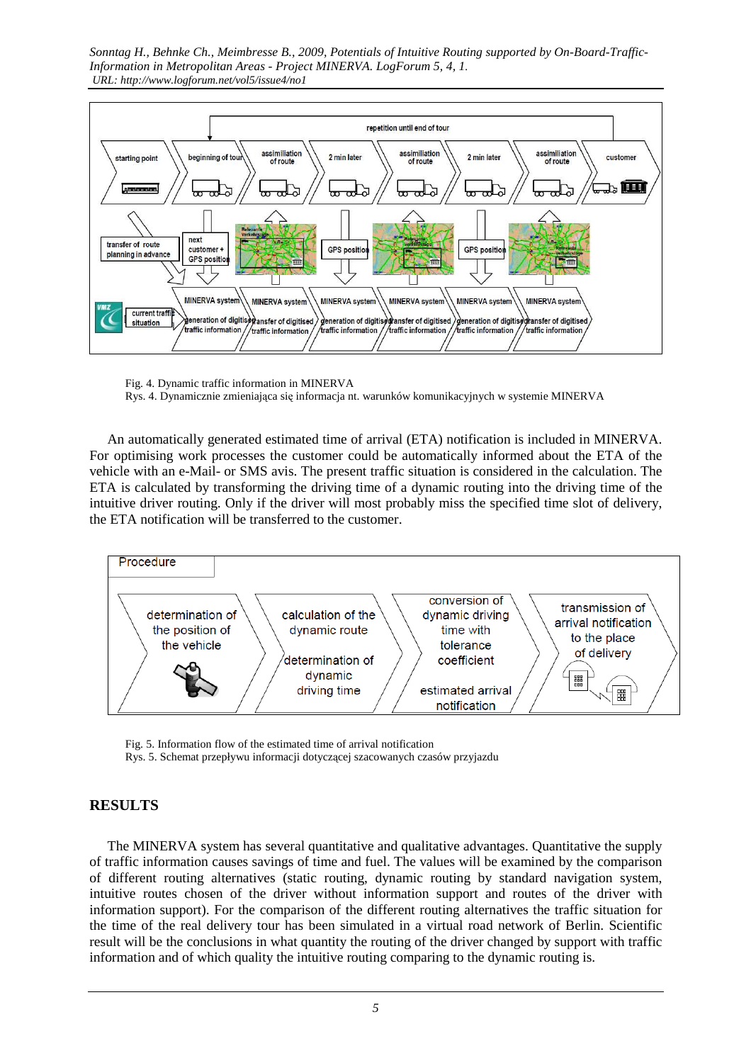Fig. 4. Dynamic traffic information in MINERVA
Rys. 4. Dynamicznie zmieniająca się informacja nt. warunków komunikacyjnych w systemie MINERVA

An automatically generated estimated time of arrival (ETA) notification is included in MINERVA. For optimising work processes the customer could be automatically informed about the ETA of the vehicle with an e-Mail- or SMS avis. The present traffic situation is considered in the calculation. The ETA is calculated by transforming the driving time of a dynamic routing into the driving time of the intuitive driver routing. Only if the driver will most probably miss the specified time slot of delivery, the ETA notification will be transferred to the customer.

Fig. 5. Information flow of the estimated time of arrival notification
Rys. 5. Schemat przepływu informacji dotyczącej szacowanych czasów przyjazdu

## RESULTS

The MINERVA system has several quantitative and qualitative advantages. Quantitative the supply of traffic information causes savings of time and fuel. The values will be examined by the comparison of different routing alternatives (static routing, dynamic routing by standard navigation system, intuitive routes chosen of the driver without information support and routes of the driver with information support). For the comparison of the different routing alternatives the traffic situation for the time of the real delivery tour has been simulated in a virtual road network of Berlin. Scientific result will be the conclusions in what quantity the routing of the driver changed by support with traffic information and of which quality the intuitive routing comparing to the dynamic routing is.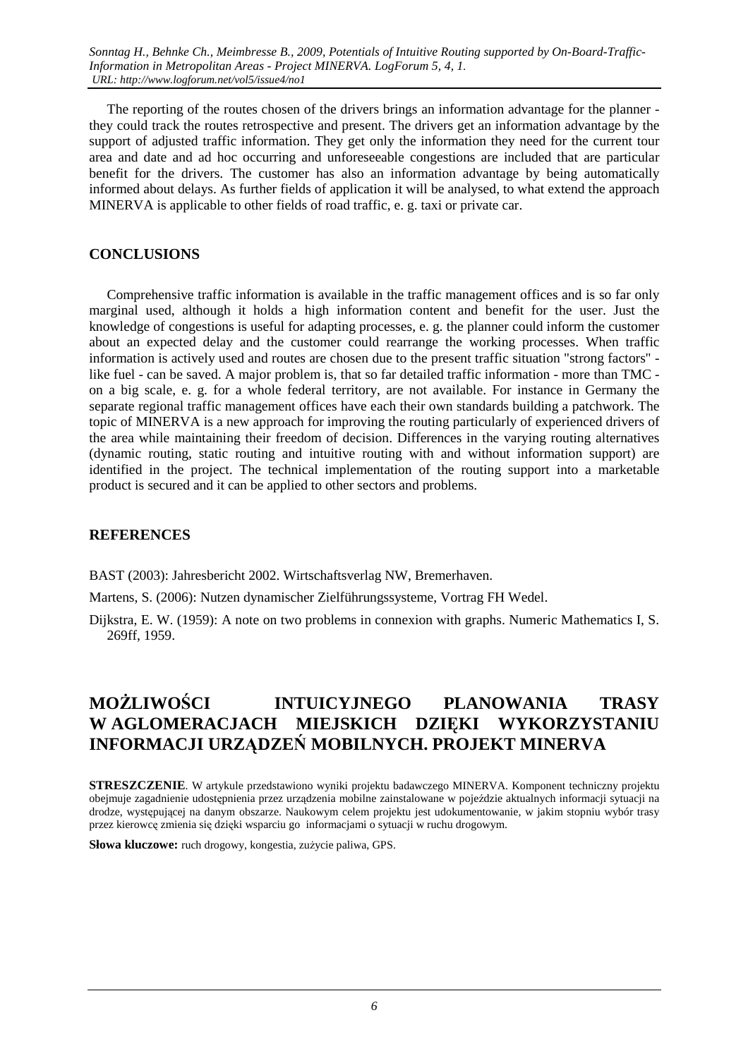The reporting of the routes chosen of the drivers brings an information advantage for the planner - they could track the routes retrospective and present. The drivers get an information advantage by the support of adjusted traffic information. They get only the information they need for the current tour area and date and ad hoc occurring and unforeseeable congestions are included that are particular benefit for the drivers. The customer has also an information advantage by being automatically informed about delays. As further fields of application it will be analysed, to what extend the approach MINERVA is applicable to other fields of road traffic, e. g. taxi or private car.

## CONCLUSIONS

Comprehensive traffic information is available in the traffic management offices and is so far only marginal used, although it holds a high information content and benefit for the user. Just the knowledge of congestions is useful for adapting processes, e. g. the planner could inform the customer about an expected delay and the customer could rearrange the working processes. When traffic information is actively used and routes are chosen due to the present traffic situation "strong factors" - like fuel - can be saved. A major problem is, that so far detailed traffic information - more than TMC - on a big scale, e. g. for a whole federal territory, are not available. For instance in Germany the separate regional traffic management offices have each their own standards building a patchwork. The topic of MINERVA is a new approach for improving the routing particularly of experienced drivers of the area while maintaining their freedom of decision. Differences in the varying routing alternatives (dynamic routing, static routing and intuitive routing with and without information support) are identified in the project. The technical implementation of the routing support into a marketable product is secured and it can be applied to other sectors and problems.

## REFERENCES

BAST (2003): Jahresbericht 2002. Wirtschaftsverlag NW, Bremerhaven.

Martens, S. (2006): Nutzen dynamischer Zielführungssysteme, Vortrag FH Wedel.

Dijkstra, E. W. (1959): A note on two problems in connexion with graphs. Numeric Mathematics I, S. 269ff, 1959.

# MOŻLIWOŚCI INTUICYJNEGO PLANOWANIA TRASY W AGLOMERACJACH MIEJSKICH DZIĘKI WYKORZYSTANIU INFORMACJI URZĄDZEŃ MOBILNYCH. PROJEKT MINERVA

**STRESZCZENIE**. W artykule przedstawiono wyniki projektu badawczego MINERVA. Komponent techniczny projektu obejmuje zagadnienie udostępnienia przez urządzenia mobilne zainstalowane w pojeździe aktualnych informacji sytuacji na drodze, występującej na danym obszarze. Naukowym celem projektu jest udokumentowanie, w jakim stopniu wybór trasy przez kierowcę zmienia się dzięki wsparciu go informacjami o sytuacji w ruchu drogowym.

**Słowa kluczowe:** ruch drogowy, kongestia, zużycie paliwa, GPS.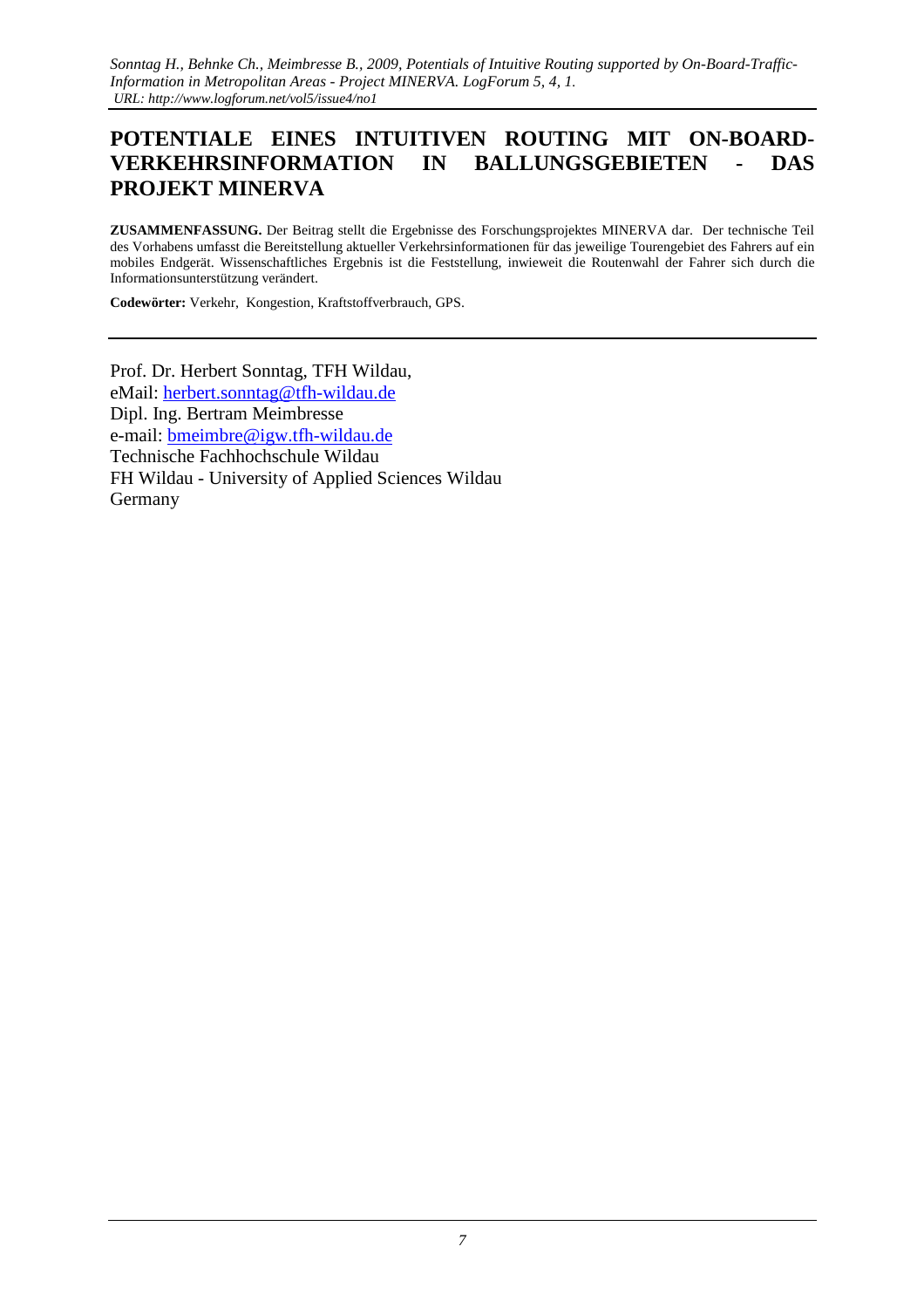# POTENTIALE EINES INTUITIVEN ROUTING MIT ON-BOARD-VERKEHRSINFORMATION IN BALLUNGSGEBIETEN - DAS PROJEKT MINERVA

**ZUSAMMENFASSUNG.** Der Beitrag stellt die Ergebnisse des Forschungsprojektes MINERVA dar. Der technische Teil des Vorhabens umfasst die Bereitstellung aktueller Verkehrsinformationen für das jeweilige Tourengebiet des Fahrers auf ein mobiles Endgerät. Wissenschaftliches Ergebnis ist die Feststellung, inwieweit die Routenwahl der Fahrer sich durch die Informationsunterstützung verändert.

**Codewörter:** Verkehr, Kongestion, Kraftstoffverbrauch, GPS.

Prof. Dr. Herbert Sonntag, TFH Wildau,
eMail: herbert.sonntag@tfh-wildau.de
Dipl. Ing. Bertram Meimbresse
e-mail: bmeimbre@igw.tfh-wildau.de
Technische Fachhochschule Wildau
FH Wildau - University of Applied Sciences Wildau
Germany